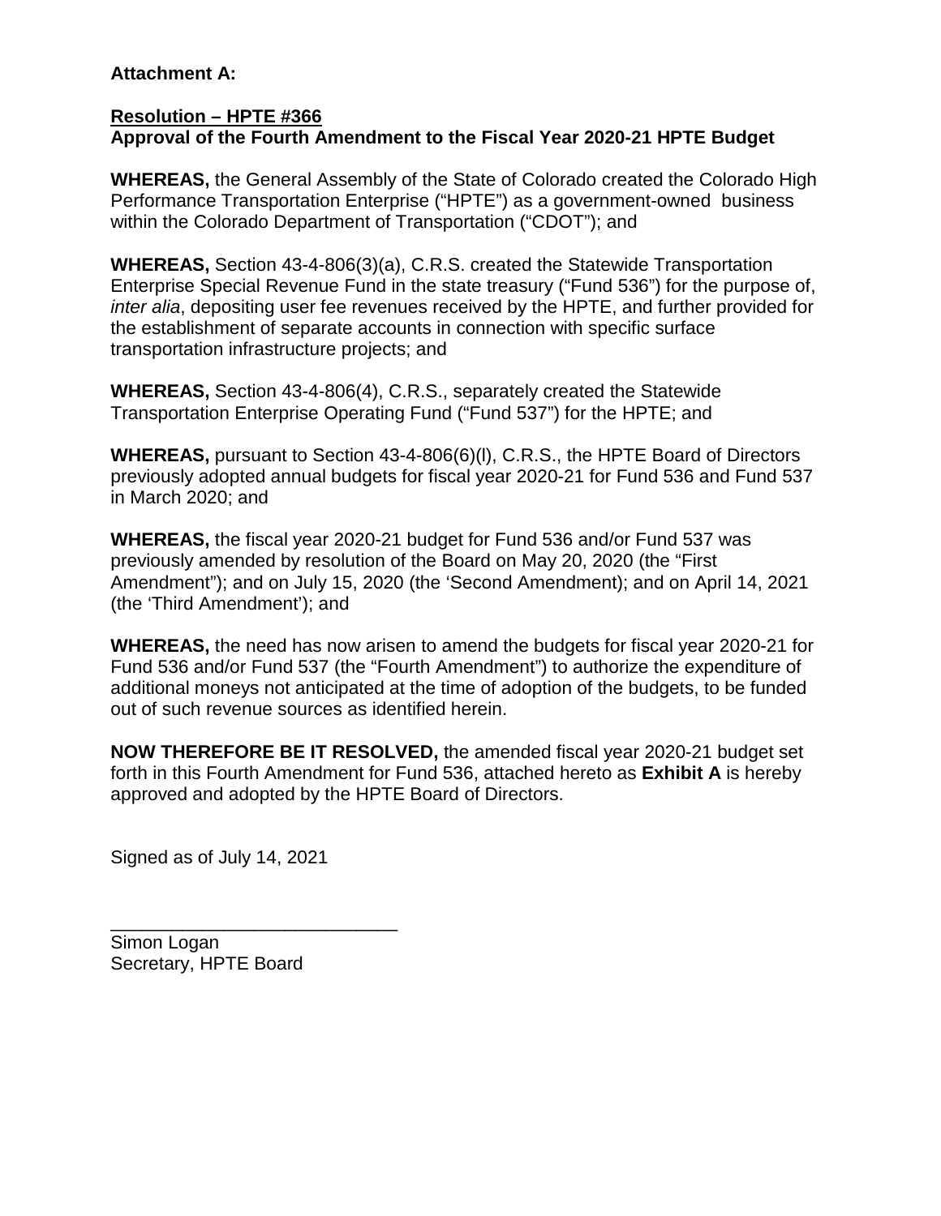**Attachment A:**

**Resolution – HPTE #366**
**Approval of the Fourth Amendment to the Fiscal Year 2020-21 HPTE Budget**

**WHEREAS,** the General Assembly of the State of Colorado created the Colorado High Performance Transportation Enterprise ("HPTE") as a government-owned business within the Colorado Department of Transportation ("CDOT"); and

**WHEREAS,** Section 43-4-806(3)(a), C.R.S. created the Statewide Transportation Enterprise Special Revenue Fund in the state treasury ("Fund 536") for the purpose of, *inter alia*, depositing user fee revenues received by the HPTE, and further provided for the establishment of separate accounts in connection with specific surface transportation infrastructure projects; and

**WHEREAS,** Section 43-4-806(4), C.R.S., separately created the Statewide Transportation Enterprise Operating Fund ("Fund 537") for the HPTE; and

**WHEREAS,** pursuant to Section 43-4-806(6)(l), C.R.S., the HPTE Board of Directors previously adopted annual budgets for fiscal year 2020-21 for Fund 536 and Fund 537 in March 2020; and

**WHEREAS,** the fiscal year 2020-21 budget for Fund 536 and/or Fund 537 was previously amended by resolution of the Board on May 20, 2020 (the "First Amendment"); and on July 15, 2020 (the 'Second Amendment); and on April 14, 2021 (the 'Third Amendment'); and

**WHEREAS,** the need has now arisen to amend the budgets for fiscal year 2020-21 for Fund 536 and/or Fund 537 (the "Fourth Amendment") to authorize the expenditure of additional moneys not anticipated at the time of adoption of the budgets, to be funded out of such revenue sources as identified herein.

**NOW THEREFORE BE IT RESOLVED,** the amended fiscal year 2020-21 budget set forth in this Fourth Amendment for Fund 536, attached hereto as **Exhibit A** is hereby approved and adopted by the HPTE Board of Directors.

Signed as of July 14, 2021

\_\_\_\_\_\_\_\_\_\_\_\_\_\_\_\_\_\_\_\_\_\_\_\_\_\_\_\_\_\_

Simon Logan
Secretary, HPTE Board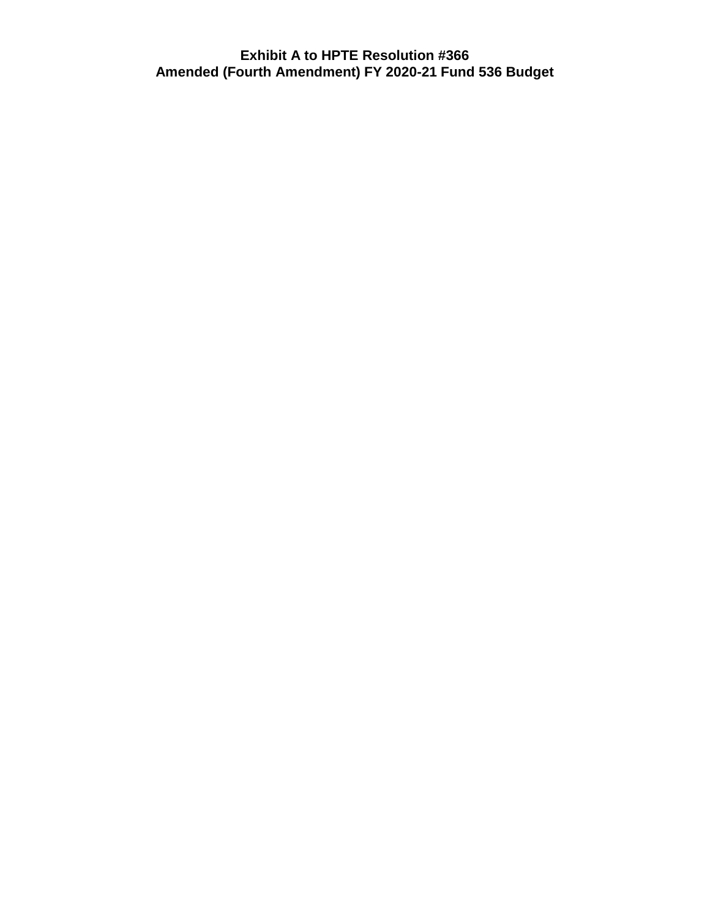# Exhibit A to HPTE Resolution #366
# Amended (Fourth Amendment) FY 2020-21 Fund 536 Budget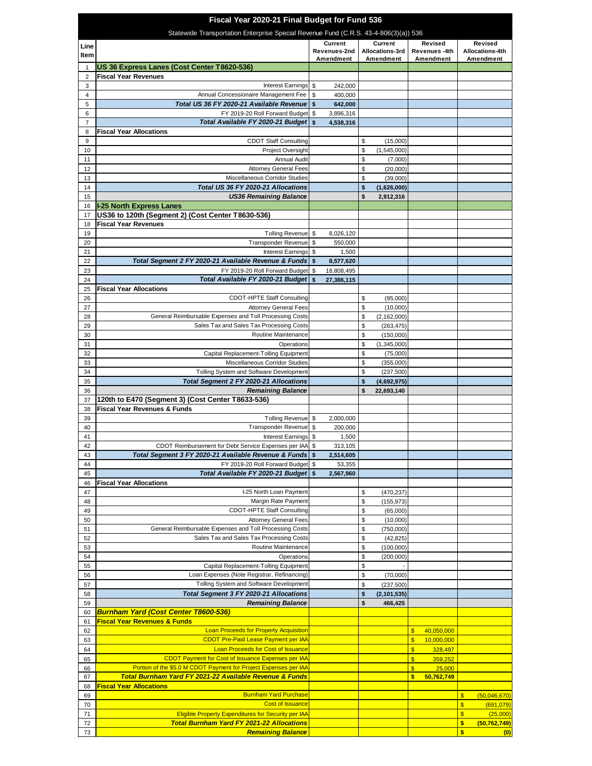# Fiscal Year 2020-21 Final Budget for Fund 536

Statewide Transportation Enterprise Special Revenue Fund (C.R.S. 43-4-806(3)(a)) 536

| Line Item | | Current Revenues-2nd Amendment | Current Allocations-3rd Amendment | Revised Revenues -4th Amendment | Revised Allocations-4th Amendment |
|---|---|---|---|---|---|
| 1 | **US 36 Express Lanes (Cost Center T8620-536)** | | | | |
| 2 | **Fiscal Year Revenues** | | | | |
| 3 | Interest Earnings | $ 242,000 | | | |
| 4 | Annual Concessionaire Management Fee | $ 400,000 | | | |
| 5 | ***Total US 36 FY 2020-21 Available Revenue*** | **$ 642,000** | | | |
| 6 | FY 2019-20 Roll Forward Budget | $ 3,896,316 | | | |
| 7 | ***Total Available FY 2020-21 Budget*** | **$ 4,538,316** | | | |
| 8 | **Fiscal Year Allocations** | | | | |
| 9 | CDOT Staff Consulting | | $ (15,000) | | |
| 10 | Project Oversight | | $ (1,545,000) | | |
| 11 | Annual Audit | | $ (7,000) | | |
| 12 | Attorney General Fees | | $ (20,000) | | |
| 13 | Miscellaneous Corridor Studies | | $ (39,000) | | |
| 14 | ***Total US 36 FY 2020-21 Allocations*** | | **$ (1,626,000)** | | |
| 15 | ***US36 Remaining Balance*** | | **$ 2,912,316** | | |
| 16 | **I-25 North Express Lanes** | | | | |
| 17 | **US36 to 120th (Segment 2) (Cost Center T8630-536)** | | | | |
| 18 | **Fiscal Year Revenues** | | | | |
| 19 | Tolling Revenue | $ 8,026,120 | | | |
| 20 | Transponder Revenue | $ 550,000 | | | |
| 21 | Interest Earnings | $ 1,500 | | | |
| 22 | ***Total Segment 2 FY 2020-21 Available Revenue & Funds*** | **$ 8,577,620** | | | |
| 23 | FY 2019-20 Roll Forward Budget | $ 18,808,495 | | | |
| 24 | ***Total Available FY 2020-21 Budget*** | **$ 27,386,115** | | | |
| 25 | **Fiscal Year Allocations** | | | | |
| 26 | CDOT-HPTE Staff Consulting | | $ (95,000) | | |
| 27 | Attorney General Fees | | $ (10,000) | | |
| 28 | General Reimbursable Expenses and Toll Processing Costs | | $ (2,162,000) | | |
| 29 | Sales Tax and Sales Tax Processing Costs | | $ (263,475) | | |
| 30 | Routine Maintenance | | $ (150,000) | | |
| 31 | Operations | | $ (1,345,000) | | |
| 32 | Capital Replacement-Tolling Equipment | | $ (75,000) | | |
| 33 | Miscellaneous Corridor Studies | | $ (355,000) | | |
| 34 | Tolling System and Software Development | | $ (237,500) | | |
| 35 | ***Total Segment 2 FY 2020-21 Allocations*** | | **$ (4,692,975)** | | |
| 36 | ***Remaining Balance*** | | **$ 22,693,140** | | |
| 37 | **120th to E470 (Segment 3) (Cost Center T8633-536)** | | | | |
| 38 | **Fiscal Year Revenues & Funds** | | | | |
| 39 | Tolling Revenue | $ 2,000,000 | | | |
| 40 | Transponder Revenue | $ 200,000 | | | |
| 41 | Interest Earnings | $ 1,500 | | | |
| 42 | CDOT Reimbursement for Debt Service Expenses per IAA | $ 313,105 | | | |
| 43 | ***Total Segment 3 FY 2020-21 Available Revenue & Funds*** | **$ 2,514,605** | | | |
| 44 | FY 2019-20 Roll Forward Budget | $ 53,355 | | | |
| 45 | ***Total Available FY 2020-21 Budget*** | **$ 2,567,960** | | | |
| 46 | **Fiscal Year Allocations** | | | | |
| 47 | I-25 North Loan Payment | | $ (470,237) | | |
| 48 | Margin Rate Payment | | $ (155,973) | | |
| 49 | CDOT-HPTE Staff Consulting | | $ (65,000) | | |
| 50 | Attorney General Fees | | $ (10,000) | | |
| 51 | General Reimbursable Expenses and Toll Processing Costs | | $ (750,000) | | |
| 52 | Sales Tax and Sales Tax Processing Costs | | $ (42,825) | | |
| 53 | Routine Maintenance | | $ (100,000) | | |
| 54 | Operations | | $ (200,000) | | |
| 55 | Capital Replacement-Tolling Equipment | | $ - | | |
| 56 | Loan Expenses (Note Registrar, Refinancing) | | $ (70,000) | | |
| 57 | Tolling System and Software Development | | $ (237,500) | | |
| 58 | ***Total Segment 3 FY 2020-21 Allocations*** | | **$ (2,101,535)** | | |
| 59 | ***Remaining Balance*** | | **$ 466,425** | | |
| 60 | ***Burnham Yard (Cost Center T8600-536)*** | | | | |
| 61 | **Fiscal Year Revenues & Funds** | | | | |
| 62 | Loan Proceeds for Property Acquisition | | | $ 40,050,000 | |
| 63 | CDOT Pre-Paid Lease Payment per IAA | | | $ 10,000,000 | |
| 64 | Loan Proceeds for Cost of Issuance | | | $ 328,497 | |
| 65 | CDOT Payment for Cost of Issuance Expenses per IAA | | | $ 359,252 | |
| 66 | Portion of the $5.0 M CDOT Payment for Project Expenses per IAA | | | $ 25,000 | |
| 67 | ***Total Burnham Yard FY 2021-22 Available Revenue & Funds*** | | | **$ 50,762,749** | |
| 68 | **Fiscal Year Allocations** | | | | |
| 69 | Burnham Yard Purchase | | | | $ (50,046,670) |
| 70 | Cost of Issuance | | | | $ (691,079) |
| 71 | Eligible Property Expenditures for Security per IAA | | | | $ (25,000) |
| 72 | ***Total Burnham Yard FY 2021-22 Allocations*** | | | | **$ (50,762,749)** |
| 73 | ***Remaining Balance*** | | | | **$ (0)** |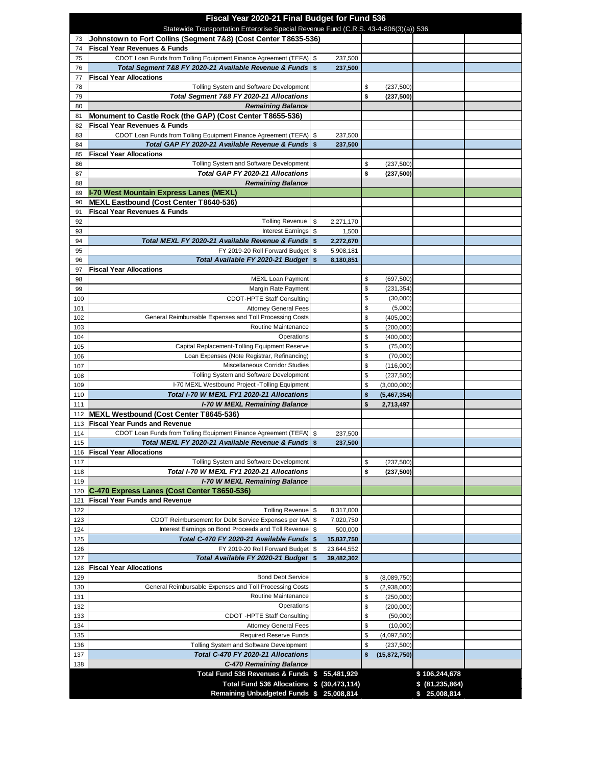# Fiscal Year 2020-21 Final Budget for Fund 536

Statewide Transportation Enterprise Special Revenue Fund (C.R.S. 43-4-806(3)(a)) 536

| | | | | | |
|---|---|---|---|---|---|
| 73 | **Johnstown to Fort Collins (Segment 7&8) (Cost Center T8635-536)** | | | | |
| 74 | **Fiscal Year Revenues & Funds** | | | | |
| 75 | CDOT Loan Funds from Tolling Equipment Finance Agreement (TEFA) | $ 237,500 | | | |
| 76 | ***Total Segment 7&8 FY 2020-21 Available Revenue & Funds*** | **$ 237,500** | | | |
| 77 | **Fiscal Year Allocations** | | | | |
| 78 | Tolling System and Software Development | | $ (237,500) | | |
| 79 | ***Total Segment 7&8 FY 2020-21 Allocations*** | | **$ (237,500)** | | |
| 80 | ***Remaining Balance*** | | | | |
| 81 | **Monument to Castle Rock (the GAP) (Cost Center T8655-536)** | | | | |
| 82 | **Fiscal Year Revenues & Funds** | | | | |
| 83 | CDOT Loan Funds from Tolling Equipment Finance Agreement (TEFA) | $ 237,500 | | | |
| 84 | ***Total GAP FY 2020-21 Available Revenue & Funds*** | **$ 237,500** | | | |
| 85 | **Fiscal Year Allocations** | | | | |
| 86 | Tolling System and Software Development | | $ (237,500) | | |
| 87 | ***Total GAP FY 2020-21 Allocations*** | | **$ (237,500)** | | |
| 88 | ***Remaining Balance*** | | | | |
| 89 | **I-70 West Mountain Express Lanes (MEXL)** | | | | |
| 90 | **MEXL Eastbound (Cost Center T8640-536)** | | | | |
| 91 | **Fiscal Year Revenues & Funds** | | | | |
| 92 | Tolling Revenue | $ 2,271,170 | | | |
| 93 | Interest Earnings | $ 1,500 | | | |
| 94 | ***Total MEXL FY 2020-21 Available Revenue & Funds*** | **$ 2,272,670** | | | |
| 95 | FY 2019-20 Roll Forward Budget | $ 5,908,181 | | | |
| 96 | ***Total Available FY 2020-21 Budget*** | **$ 8,180,851** | | | |
| 97 | **Fiscal Year Allocations** | | | | |
| 98 | MEXL Loan Payment | | $ (697,500) | | |
| 99 | Margin Rate Payment | | $ (231,354) | | |
| 100 | CDOT-HPTE Staff Consulting | | $ (30,000) | | |
| 101 | Attorney General Fees | | $ (5,000) | | |
| 102 | General Reimbursable Expenses and Toll Processing Costs | | $ (405,000) | | |
| 103 | Routine Maintenance | | $ (200,000) | | |
| 104 | Operations | | $ (400,000) | | |
| 105 | Capital Replacement-Tolling Equipment Reserve | | $ (75,000) | | |
| 106 | Loan Expenses (Note Registrar, Refinancing) | | $ (70,000) | | |
| 107 | Miscellaneous Corridor Studies | | $ (116,000) | | |
| 108 | Tolling System and Software Development | | $ (237,500) | | |
| 109 | I-70 MEXL Westbound Project -Tolling Equipment | | $ (3,000,000) | | |
| 110 | ***Total I-70 W MEXL FY1 2020-21 Allocations*** | | **$ (5,467,354)** | | |
| 111 | ***I-70 W MEXL Remaining Balance*** | | **$ 2,713,497** | | |
| 112 | **MEXL Westbound (Cost Center T8645-536)** | | | | |
| 113 | **Fiscal Year Funds and Revenue** | | | | |
| 114 | CDOT Loan Funds from Tolling Equipment Finance Agreement (TEFA) | $ 237,500 | | | |
| 115 | ***Total MEXL FY 2020-21 Available Revenue & Funds*** | **$ 237,500** | | | |
| 116 | **Fiscal Year Allocations** | | | | |
| 117 | Tolling System and Software Development | | $ (237,500) | | |
| 118 | ***Total I-70 W MEXL FY1 2020-21 Allocations*** | | **$ (237,500)** | | |
| 119 | ***I-70 W MEXL Remaining Balance*** | | | | |
| 120 | **C-470 Express Lanes (Cost Center T8650-536)** | | | | |
| 121 | **Fiscal Year Funds and Revenue** | | | | |
| 122 | Tolling Revenue | $ 8,317,000 | | | |
| 123 | CDOT Reimbursement for Debt Service Expenses per IAA | $ 7,020,750 | | | |
| 124 | Interest Earnings on Bond Proceeds and Toll Revenue | $ 500,000 | | | |
| 125 | ***Total C-470 FY 2020-21 Available Funds*** | **$ 15,837,750** | | | |
| 126 | FY 2019-20 Roll Forward Budget | $ 23,644,552 | | | |
| 127 | ***Total Available FY 2020-21 Budget*** | **$ 39,482,302** | | | |
| 128 | **Fiscal Year Allocations** | | | | |
| 129 | Bond Debt Service | | $ (8,089,750) | | |
| 130 | General Reimbursable Expenses and Toll Processing Costs | | $ (2,938,000) | | |
| 131 | Routine Maintenance | | $ (250,000) | | |
| 132 | Operations | | $ (200,000) | | |
| 133 | CDOT -HPTE Staff Consulting | | $ (50,000) | | |
| 134 | Attorney General Fees | | $ (10,000) | | |
| 135 | Required Reserve Funds | | $ (4,097,500) | | |
| 136 | Tolling System and Software Development | | $ (237,500) | | |
| 137 | ***Total C-470 FY 2020-21 Allocations*** | | **$ (15,872,750)** | | |
| 138 | ***C-470 Remaining Balance*** | | | | |
| | **Total Fund 536 Revenues & Funds** | **$ 55,481,929** | | **$ 106,244,678** | |
| | **Total Fund 536 Allocations** | **$ (30,473,114)** | | **$ (81,235,864)** | |
| | **Remaining Unbudgeted Funds** | **$ 25,008,814** | | **$ 25,008,814** | |